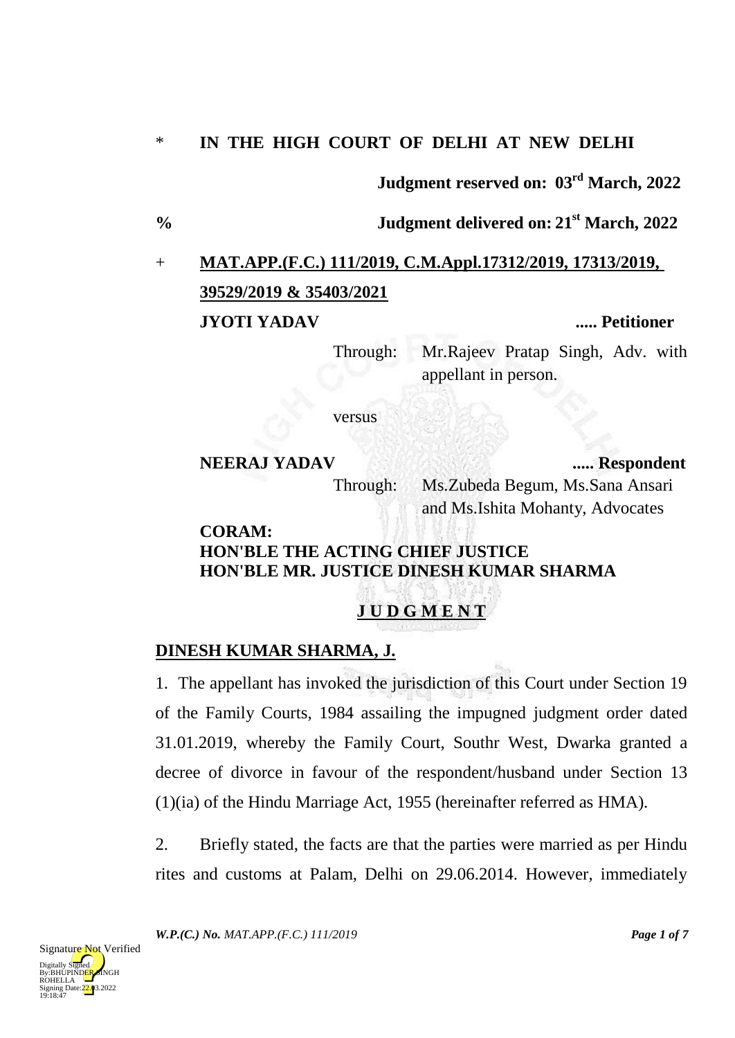\* **IN THE HIGH COURT OF DELHI AT NEW DELHI**

**Judgment reserved on: 03rd March, 2022**

% **Judgment delivered on: 21st March, 2022**

\+ **MAT.APP.(F.C.) 111/2019, C.M.Appl.17312/2019, 17313/2019, 39529/2019 & 35403/2021**

**JYOTI YADAV ..... Petitioner**

Through: Mr.Rajeev Pratap Singh, Adv. with appellant in person.

versus

**NEERAJ YADAV ..... Respondent**

Through: Ms.Zubeda Begum, Ms.Sana Ansari and Ms.Ishita Mohanty, Advocates

**CORAM:**
**HON'BLE THE ACTING CHIEF JUSTICE**
**HON'BLE MR. JUSTICE DINESH KUMAR SHARMA**

## **J U D G M E N T**

**DINESH KUMAR SHARMA, J.**

1. The appellant has invoked the jurisdiction of this Court under Section 19 of the Family Courts, 1984 assailing the impugned judgment order dated 31.01.2019, whereby the Family Court, Southr West, Dwarka granted a decree of divorce in favour of the respondent/husband under Section 13 (1)(ia) of the Hindu Marriage Act, 1955 (hereinafter referred as HMA).

2. Briefly stated, the facts are that the parties were married as per Hindu rites and customs at Palam, Delhi on 29.06.2014. However, immediately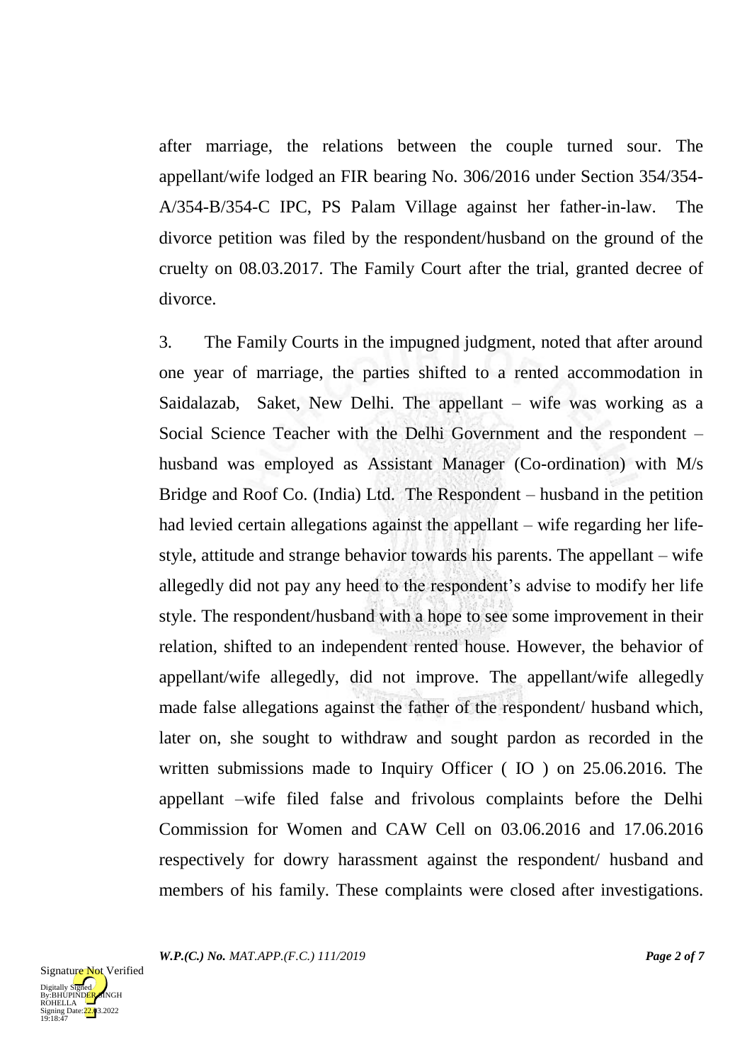after marriage, the relations between the couple turned sour. The appellant/wife lodged an FIR bearing No. 306/2016 under Section 354/354-A/354-B/354-C IPC, PS Palam Village against her father-in-law. The divorce petition was filed by the respondent/husband on the ground of the cruelty on 08.03.2017. The Family Court after the trial, granted decree of divorce.

3. The Family Courts in the impugned judgment, noted that after around one year of marriage, the parties shifted to a rented accommodation in Saidalazab, Saket, New Delhi. The appellant – wife was working as a Social Science Teacher with the Delhi Government and the respondent – husband was employed as Assistant Manager (Co-ordination) with M/s Bridge and Roof Co. (India) Ltd. The Respondent – husband in the petition had levied certain allegations against the appellant – wife regarding her life-style, attitude and strange behavior towards his parents. The appellant – wife allegedly did not pay any heed to the respondent's advise to modify her life style. The respondent/husband with a hope to see some improvement in their relation, shifted to an independent rented house. However, the behavior of appellant/wife allegedly, did not improve. The appellant/wife allegedly made false allegations against the father of the respondent/ husband which, later on, she sought to withdraw and sought pardon as recorded in the written submissions made to Inquiry Officer ( IO ) on 25.06.2016. The appellant –wife filed false and frivolous complaints before the Delhi Commission for Women and CAW Cell on 03.06.2016 and 17.06.2016 respectively for dowry harassment against the respondent/ husband and members of his family. These complaints were closed after investigations.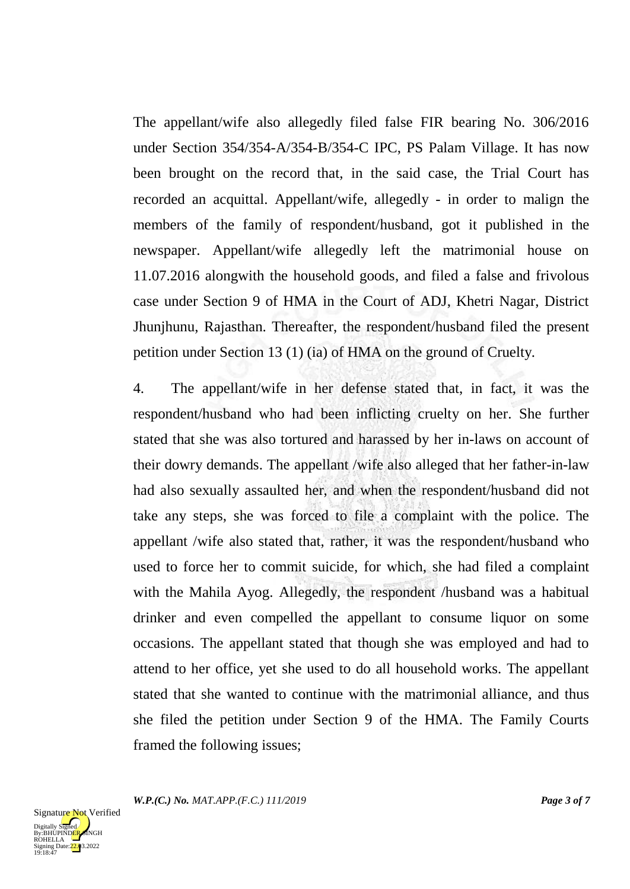The appellant/wife also allegedly filed false FIR bearing No. 306/2016 under Section 354/354-A/354-B/354-C IPC, PS Palam Village. It has now been brought on the record that, in the said case, the Trial Court has recorded an acquittal. Appellant/wife, allegedly - in order to malign the members of the family of respondent/husband, got it published in the newspaper. Appellant/wife allegedly left the matrimonial house on 11.07.2016 alongwith the household goods, and filed a false and frivolous case under Section 9 of HMA in the Court of ADJ, Khetri Nagar, District Jhunjhunu, Rajasthan. Thereafter, the respondent/husband filed the present petition under Section 13 (1) (ia) of HMA on the ground of Cruelty.

4. The appellant/wife in her defense stated that, in fact, it was the respondent/husband who had been inflicting cruelty on her. She further stated that she was also tortured and harassed by her in-laws on account of their dowry demands. The appellant /wife also alleged that her father-in-law had also sexually assaulted her, and when the respondent/husband did not take any steps, she was forced to file a complaint with the police. The appellant /wife also stated that, rather, it was the respondent/husband who used to force her to commit suicide, for which, she had filed a complaint with the Mahila Ayog. Allegedly, the respondent /husband was a habitual drinker and even compelled the appellant to consume liquor on some occasions. The appellant stated that though she was employed and had to attend to her office, yet she used to do all household works. The appellant stated that she wanted to continue with the matrimonial alliance, and thus she filed the petition under Section 9 of the HMA. The Family Courts framed the following issues;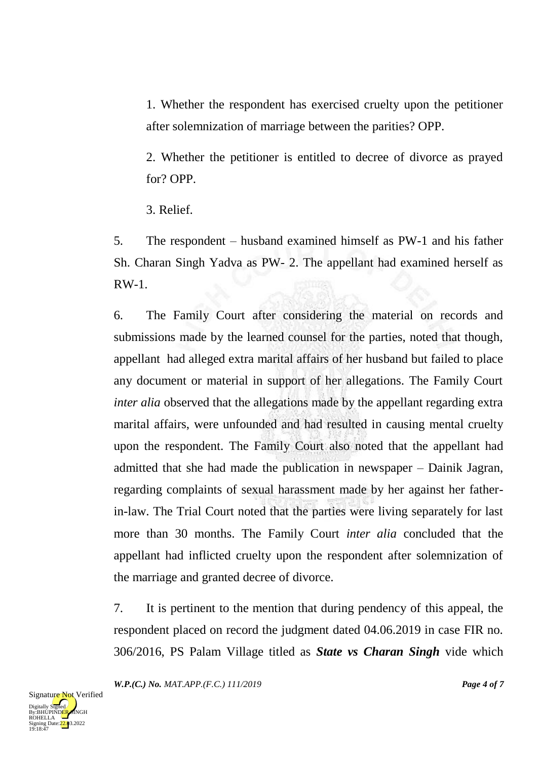1. Whether the respondent has exercised cruelty upon the petitioner after solemnization of marriage between the parities? OPP.

2. Whether the petitioner is entitled to decree of divorce as prayed for? OPP.

3. Relief.

5. The respondent – husband examined himself as PW-1 and his father Sh. Charan Singh Yadva as PW- 2. The appellant had examined herself as RW-1.

6. The Family Court after considering the material on records and submissions made by the learned counsel for the parties, noted that though, appellant had alleged extra marital affairs of her husband but failed to place any document or material in support of her allegations. The Family Court *inter alia* observed that the allegations made by the appellant regarding extra marital affairs, were unfounded and had resulted in causing mental cruelty upon the respondent. The Family Court also noted that the appellant had admitted that she had made the publication in newspaper – Dainik Jagran, regarding complaints of sexual harassment made by her against her father-in-law. The Trial Court noted that the parties were living separately for last more than 30 months. The Family Court *inter alia* concluded that the appellant had inflicted cruelty upon the respondent after solemnization of the marriage and granted decree of divorce.

7. It is pertinent to the mention that during pendency of this appeal, the respondent placed on record the judgment dated 04.06.2019 in case FIR no. 306/2016, PS Palam Village titled as ***State vs Charan Singh*** vide which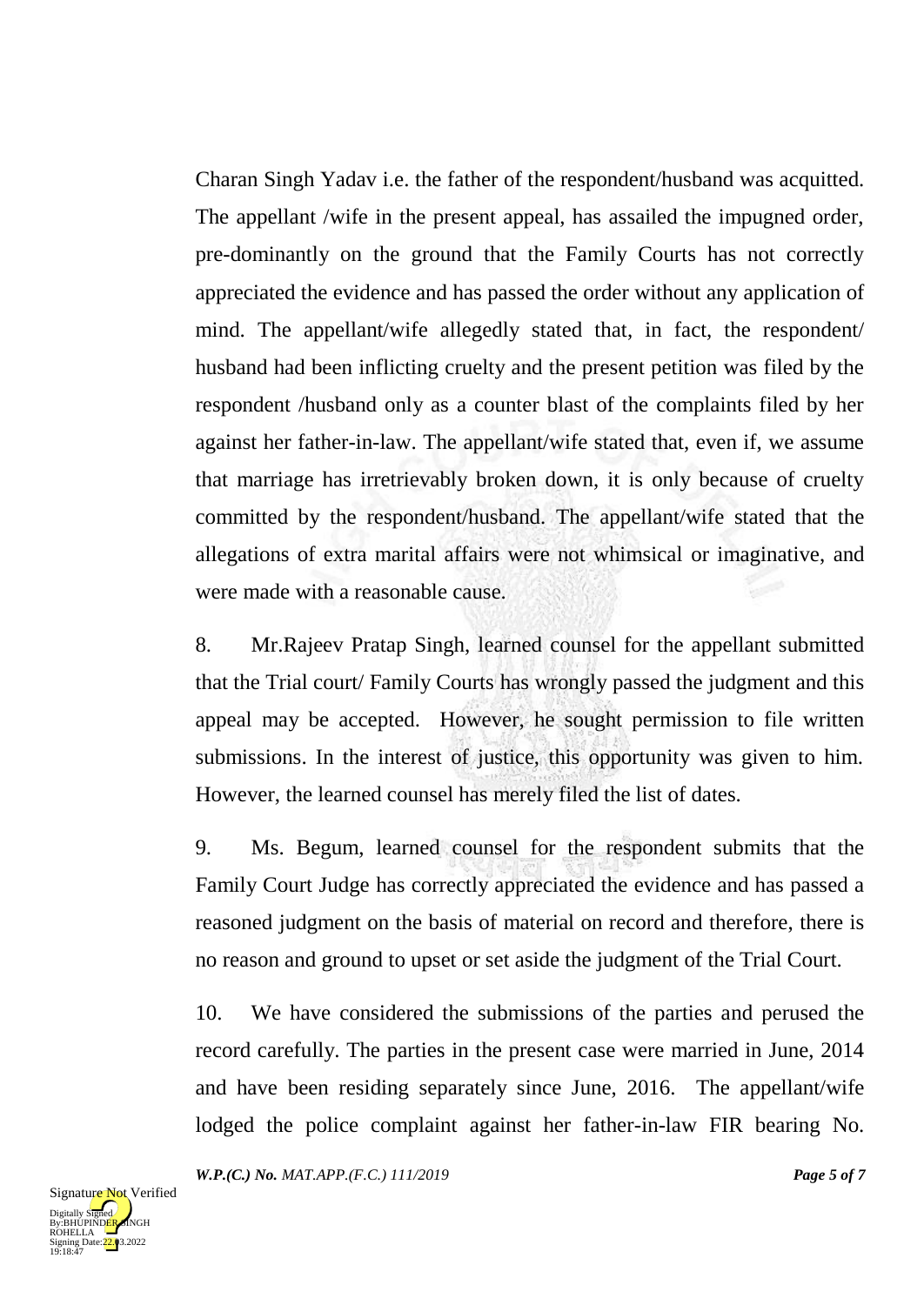Charan Singh Yadav i.e. the father of the respondent/husband was acquitted. The appellant /wife in the present appeal, has assailed the impugned order, pre-dominantly on the ground that the Family Courts has not correctly appreciated the evidence and has passed the order without any application of mind. The appellant/wife allegedly stated that, in fact, the respondent/ husband had been inflicting cruelty and the present petition was filed by the respondent /husband only as a counter blast of the complaints filed by her against her father-in-law. The appellant/wife stated that, even if, we assume that marriage has irretrievably broken down, it is only because of cruelty committed by the respondent/husband. The appellant/wife stated that the allegations of extra marital affairs were not whimsical or imaginative, and were made with a reasonable cause.

8. Mr.Rajeev Pratap Singh, learned counsel for the appellant submitted that the Trial court/ Family Courts has wrongly passed the judgment and this appeal may be accepted. However, he sought permission to file written submissions. In the interest of justice, this opportunity was given to him. However, the learned counsel has merely filed the list of dates.

9. Ms. Begum, learned counsel for the respondent submits that the Family Court Judge has correctly appreciated the evidence and has passed a reasoned judgment on the basis of material on record and therefore, there is no reason and ground to upset or set aside the judgment of the Trial Court.

10. We have considered the submissions of the parties and perused the record carefully. The parties in the present case were married in June, 2014 and have been residing separately since June, 2016. The appellant/wife lodged the police complaint against her father-in-law FIR bearing No.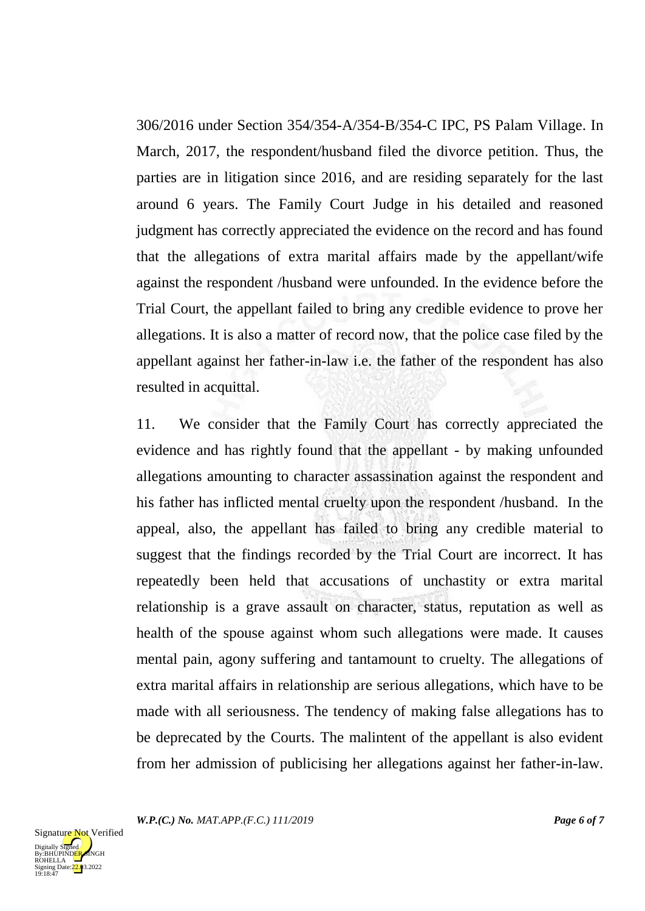306/2016 under Section 354/354-A/354-B/354-C IPC, PS Palam Village. In March, 2017, the respondent/husband filed the divorce petition. Thus, the parties are in litigation since 2016, and are residing separately for the last around 6 years. The Family Court Judge in his detailed and reasoned judgment has correctly appreciated the evidence on the record and has found that the allegations of extra marital affairs made by the appellant/wife against the respondent /husband were unfounded. In the evidence before the Trial Court, the appellant failed to bring any credible evidence to prove her allegations. It is also a matter of record now, that the police case filed by the appellant against her father-in-law i.e. the father of the respondent has also resulted in acquittal.

11. We consider that the Family Court has correctly appreciated the evidence and has rightly found that the appellant - by making unfounded allegations amounting to character assassination against the respondent and his father has inflicted mental cruelty upon the respondent /husband. In the appeal, also, the appellant has failed to bring any credible material to suggest that the findings recorded by the Trial Court are incorrect. It has repeatedly been held that accusations of unchastity or extra marital relationship is a grave assault on character, status, reputation as well as health of the spouse against whom such allegations were made. It causes mental pain, agony suffering and tantamount to cruelty. The allegations of extra marital affairs in relationship are serious allegations, which have to be made with all seriousness. The tendency of making false allegations has to be deprecated by the Courts. The malintent of the appellant is also evident from her admission of publicising her allegations against her father-in-law.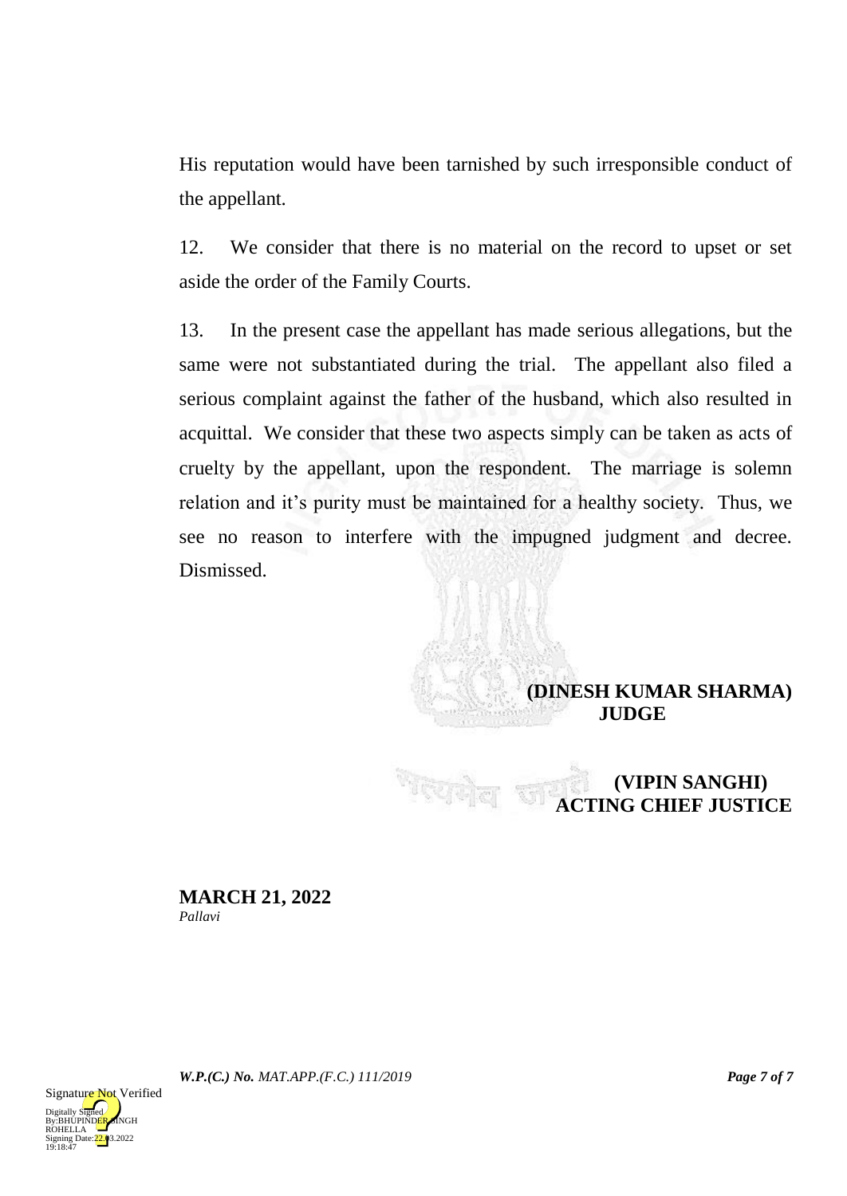His reputation would have been tarnished by such irresponsible conduct of the appellant.

12. We consider that there is no material on the record to upset or set aside the order of the Family Courts.

13. In the present case the appellant has made serious allegations, but the same were not substantiated during the trial. The appellant also filed a serious complaint against the father of the husband, which also resulted in acquittal. We consider that these two aspects simply can be taken as acts of cruelty by the appellant, upon the respondent. The marriage is solemn relation and it's purity must be maintained for a healthy society. Thus, we see no reason to interfere with the impugned judgment and decree. Dismissed.

**(DINESH KUMAR SHARMA)**
**JUDGE**

**(VIPIN SANGHI)**
**ACTING CHIEF JUSTICE**

**MARCH 21, 2022**
*Pallavi*